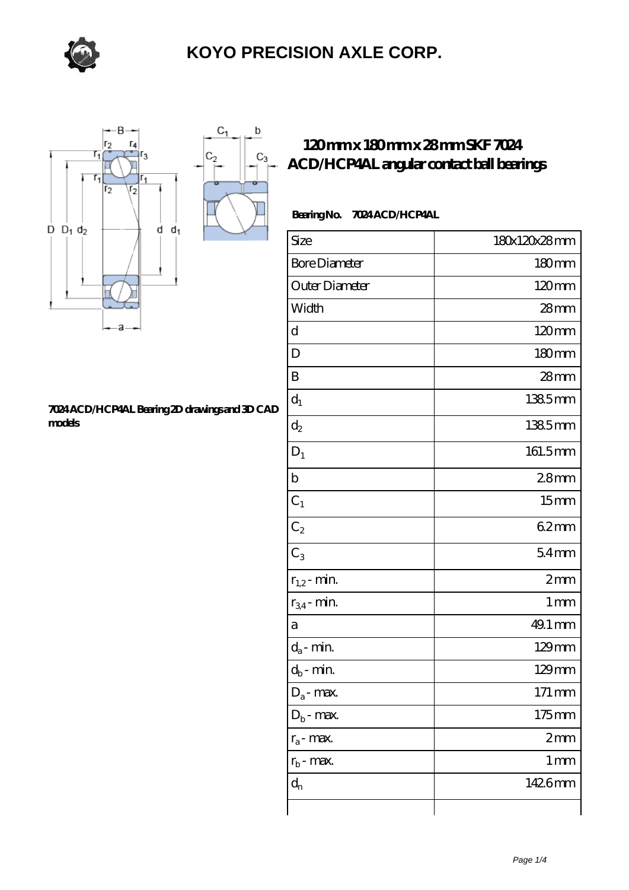# KOYO PRECISION AXLE CORP.

## 120 mm x 180 mm x 28 mm SKF 7024 ACD/HCP4AL angular contact ball bearings

**Bearing No. 7024 ACD/HCP4AL**

**7024 ACD/HCP4AL Bearing 2D drawings and 3D CAD models**

| Size | 180x120x28 mm |
|---|---|
| Bore Diameter | 180 mm |
| Outer Diameter | 120 mm |
| Width | 28 mm |
| d | 120 mm |
| D | 180 mm |
| B | 28 mm |
| $d_1$ | 138.5 mm |
| $d_2$ | 138.5 mm |
| $D_1$ | 161.5 mm |
| b | 2.8 mm |
| $C_1$ | 15 mm |
| $C_2$ | 6.2 mm |
| $C_3$ | 5.4 mm |
| $r_{1,2}$ - min. | 2 mm |
| $r_{3,4}$ - min. | 1 mm |
| a | 49.1 mm |
| $d_a$ - min. | 129 mm |
| $d_b$ - min. | 129 mm |
| $D_a$ - max. | 171 mm |
| $D_b$ - max. | 175 mm |
| $r_a$ - max. | 2 mm |
| $r_b$ - max. | 1 mm |
| $d_n$ | 142.6 mm |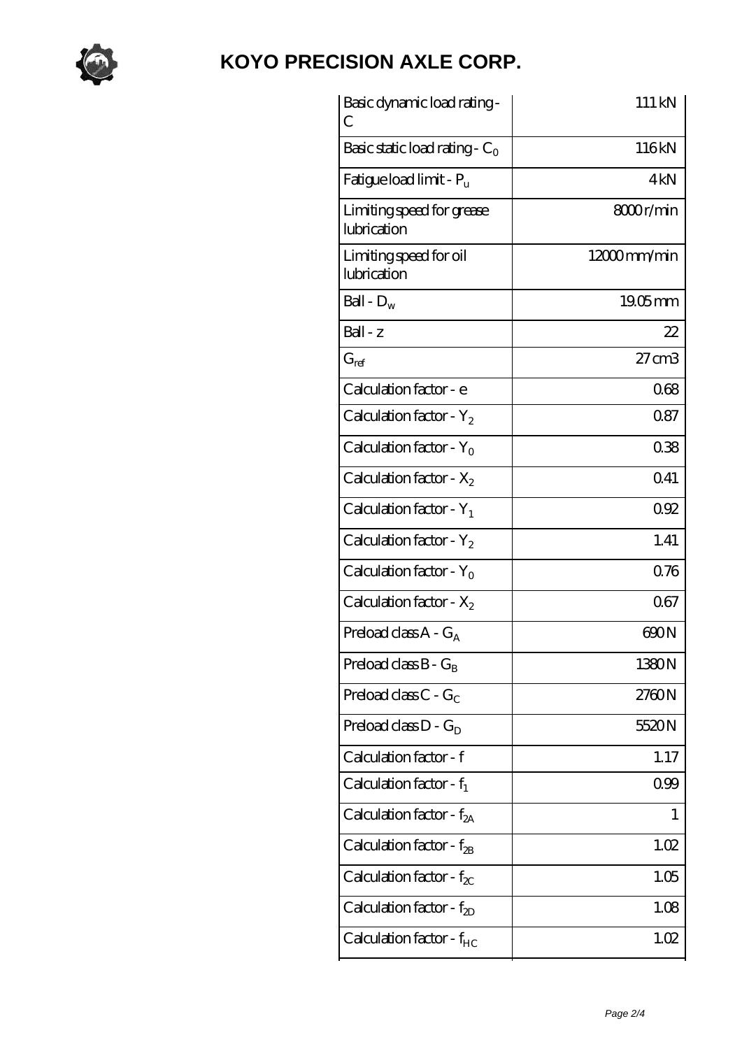# KOYO PRECISION AXLE CORP.

| | |
|---|---|
| Basic dynamic load rating - C | 111 kN |
| Basic static load rating - $C_0$ | 116 kN |
| Fatigue load limit - $P_u$ | 4 kN |
| Limiting speed for grease lubrication | 8000 r/min |
| Limiting speed for oil lubrication | 12000 mm/min |
| Ball - $D_w$ | 19.05 mm |
| Ball - z | 22 |
| $G_{ref}$ | 27 cm3 |
| Calculation factor - e | 0.68 |
| Calculation factor - $Y_2$ | 0.87 |
| Calculation factor - $Y_0$ | 0.38 |
| Calculation factor - $X_2$ | 0.41 |
| Calculation factor - $Y_1$ | 0.92 |
| Calculation factor - $Y_2$ | 1.41 |
| Calculation factor - $Y_0$ | 0.76 |
| Calculation factor - $X_2$ | 0.67 |
| Preload class A - $G_A$ | 690 N |
| Preload class B - $G_B$ | 1380 N |
| Preload class C - $G_C$ | 2760 N |
| Preload class D - $G_D$ | 5520 N |
| Calculation factor - f | 1.17 |
| Calculation factor - $f_1$ | 0.99 |
| Calculation factor - $f_{2A}$ | 1 |
| Calculation factor - $f_{2B}$ | 1.02 |
| Calculation factor - $f_{2C}$ | 1.05 |
| Calculation factor - $f_{2D}$ | 1.08 |
| Calculation factor - $f_{HC}$ | 1.02 |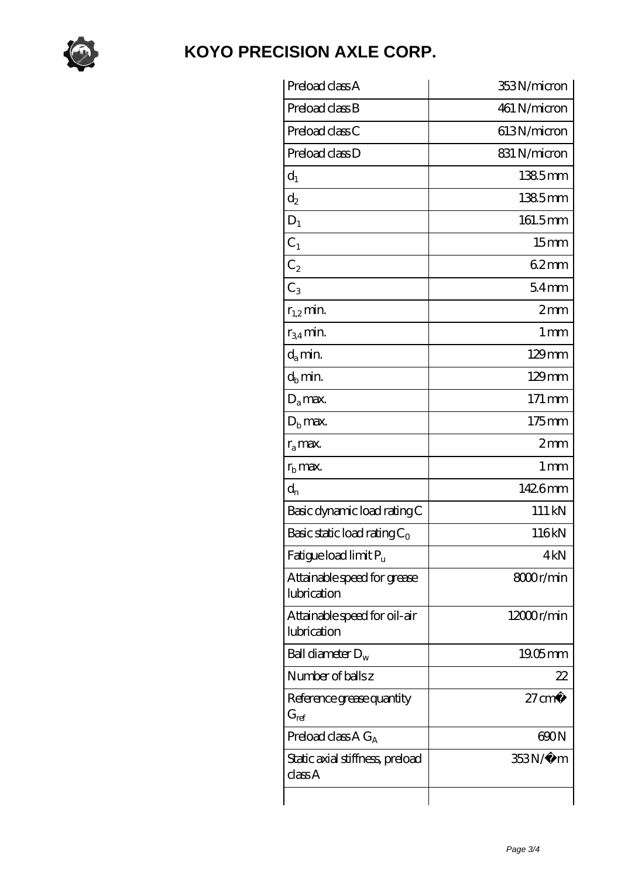# KOYO PRECISION AXLE CORP.

| | |
|---|---|
| Preload class A | 353 N/micron |
| Preload class B | 461 N/micron |
| Preload class C | 613 N/micron |
| Preload class D | 831 N/micron |
| $d_1$ | 138.5 mm |
| $d_2$ | 138.5 mm |
| $D_1$ | 161.5 mm |
| $C_1$ | 15 mm |
| $C_2$ | 6.2 mm |
| $C_3$ | 5.4 mm |
| $r_{1,2}$ min. | 2 mm |
| $r_{3,4}$ min. | 1 mm |
| $d_a$ min. | 129 mm |
| $d_b$ min. | 129 mm |
| $D_a$ max. | 171 mm |
| $D_b$ max. | 175 mm |
| $r_a$ max. | 2 mm |
| $r_b$ max. | 1 mm |
| $d_n$ | 142.6 mm |
| Basic dynamic load rating C | 111 kN |
| Basic static load rating $C_0$ | 116 kN |
| Fatigue load limit $P_u$ | 4 kN |
| Attainable speed for grease lubrication | 8000 r/min |
| Attainable speed for oil-air lubrication | 12000 r/min |
| Ball diameter $D_w$ | 19.05 mm |
| Number of balls z | 22 |
| Reference grease quantity $G_{ref}$ | 27 cm� |
| Preload class A $G_A$ | 690 N |
| Static axial stiffness, preload class A | 353 N/�m |
| | |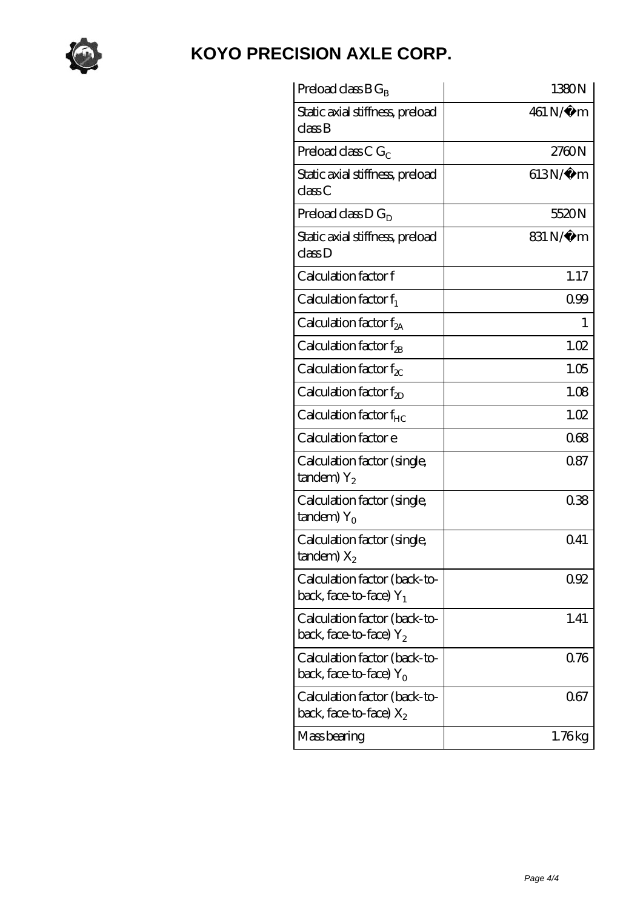| | |
|---|---|
| Preload class B $G_B$ | 1380 N |
| Static axial stiffness, preload class B | 461 N/�m |
| Preload class C $G_C$ | 2760 N |
| Static axial stiffness, preload class C | 613 N/�m |
| Preload class D $G_D$ | 5520 N |
| Static axial stiffness, preload class D | 831 N/�m |
| Calculation factor f | 1.17 |
| Calculation factor $f_1$ | 0.99 |
| Calculation factor $f_{2A}$ | 1 |
| Calculation factor $f_{2B}$ | 1.02 |
| Calculation factor $f_{2C}$ | 1.05 |
| Calculation factor $f_{2D}$ | 1.08 |
| Calculation factor $f_{HC}$ | 1.02 |
| Calculation factor e | 0.68 |
| Calculation factor (single, tandem) $Y_2$ | 0.87 |
| Calculation factor (single, tandem) $Y_0$ | 0.38 |
| Calculation factor (single, tandem) $X_2$ | 0.41 |
| Calculation factor (back-to-back, face-to-face) $Y_1$ | 0.92 |
| Calculation factor (back-to-back, face-to-face) $Y_2$ | 1.41 |
| Calculation factor (back-to-back, face-to-face) $Y_0$ | 0.76 |
| Calculation factor (back-to-back, face-to-face) $X_2$ | 0.67 |
| Mass bearing | 1.76 kg |